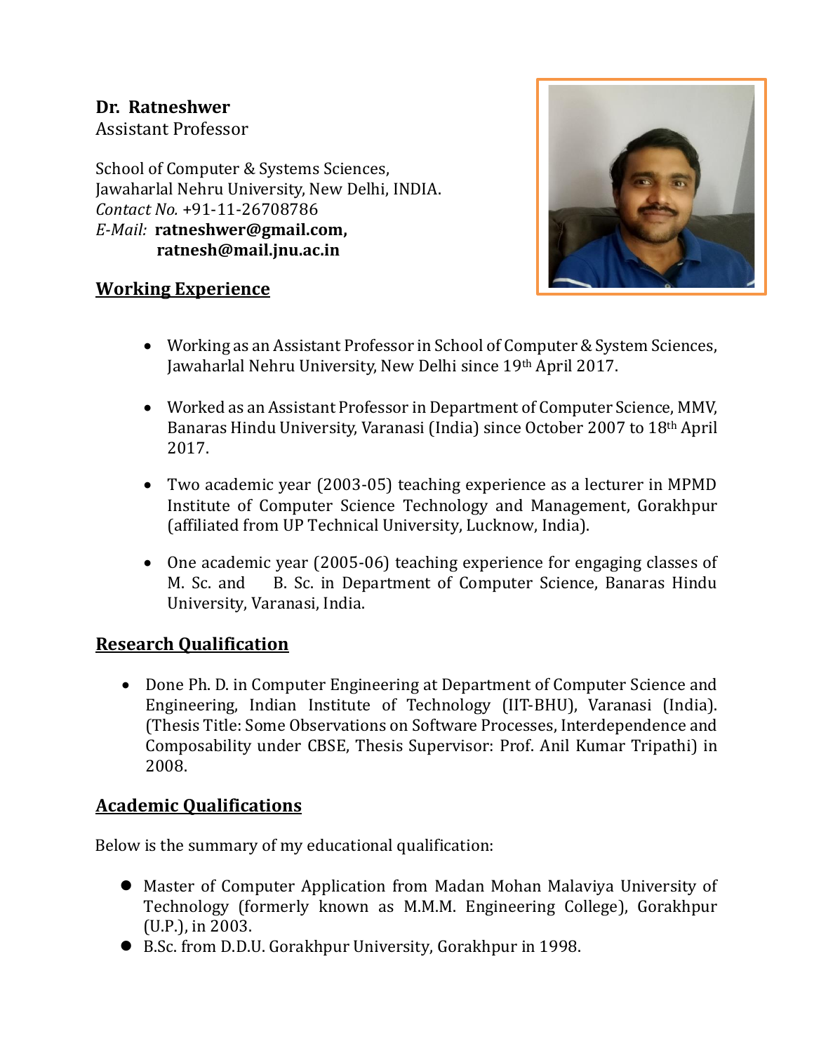**Dr. Ratneshwer**
Assistant Professor

School of Computer & Systems Sciences,
Jawaharlal Nehru University, New Delhi, INDIA.
*Contact No.* +91-11-26708786
*E-Mail:* **ratneshwer@gmail.com,**
**ratnesh@mail.jnu.ac.in**

## Working Experience

- Working as an Assistant Professor in School of Computer & System Sciences, Jawaharlal Nehru University, New Delhi since 19th April 2017.

- Worked as an Assistant Professor in Department of Computer Science, MMV, Banaras Hindu University, Varanasi (India) since October 2007 to 18th April 2017.

- Two academic year (2003-05) teaching experience as a lecturer in MPMD Institute of Computer Science Technology and Management, Gorakhpur (affiliated from UP Technical University, Lucknow, India).

- One academic year (2005-06) teaching experience for engaging classes of M. Sc. and B. Sc. in Department of Computer Science, Banaras Hindu University, Varanasi, India.

## Research Qualification

- Done Ph. D. in Computer Engineering at Department of Computer Science and Engineering, Indian Institute of Technology (IIT-BHU), Varanasi (India). (Thesis Title: Some Observations on Software Processes, Interdependence and Composability under CBSE, Thesis Supervisor: Prof. Anil Kumar Tripathi) in 2008.

## Academic Qualifications

Below is the summary of my educational qualification:

- Master of Computer Application from Madan Mohan Malaviya University of Technology (formerly known as M.M.M. Engineering College), Gorakhpur (U.P.), in 2003.
- B.Sc. from D.D.U. Gorakhpur University, Gorakhpur in 1998.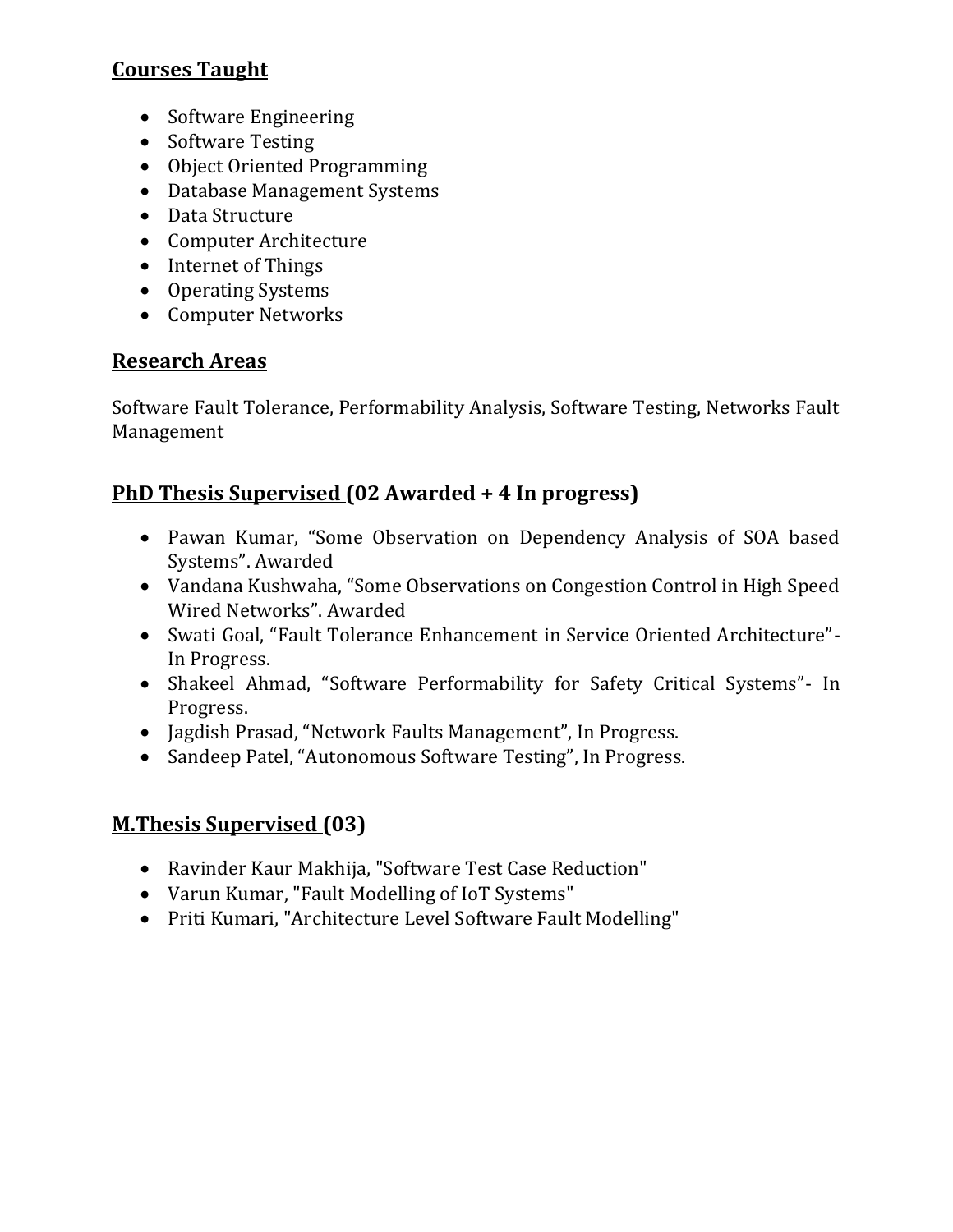## Courses Taught

- Software Engineering
- Software Testing
- Object Oriented Programming
- Database Management Systems
- Data Structure
- Computer Architecture
- Internet of Things
- Operating Systems
- Computer Networks

## Research Areas

Software Fault Tolerance, Performability Analysis, Software Testing, Networks Fault Management

## PhD Thesis Supervised (02 Awarded + 4 In progress)

- Pawan Kumar, "Some Observation on Dependency Analysis of SOA based Systems". Awarded
- Vandana Kushwaha, "Some Observations on Congestion Control in High Speed Wired Networks". Awarded
- Swati Goal, "Fault Tolerance Enhancement in Service Oriented Architecture"- In Progress.
- Shakeel Ahmad, "Software Performability for Safety Critical Systems"- In Progress.
- Jagdish Prasad, "Network Faults Management", In Progress.
- Sandeep Patel, "Autonomous Software Testing", In Progress.

## M.Thesis Supervised (03)

- Ravinder Kaur Makhija, "Software Test Case Reduction"
- Varun Kumar, "Fault Modelling of IoT Systems"
- Priti Kumari, "Architecture Level Software Fault Modelling"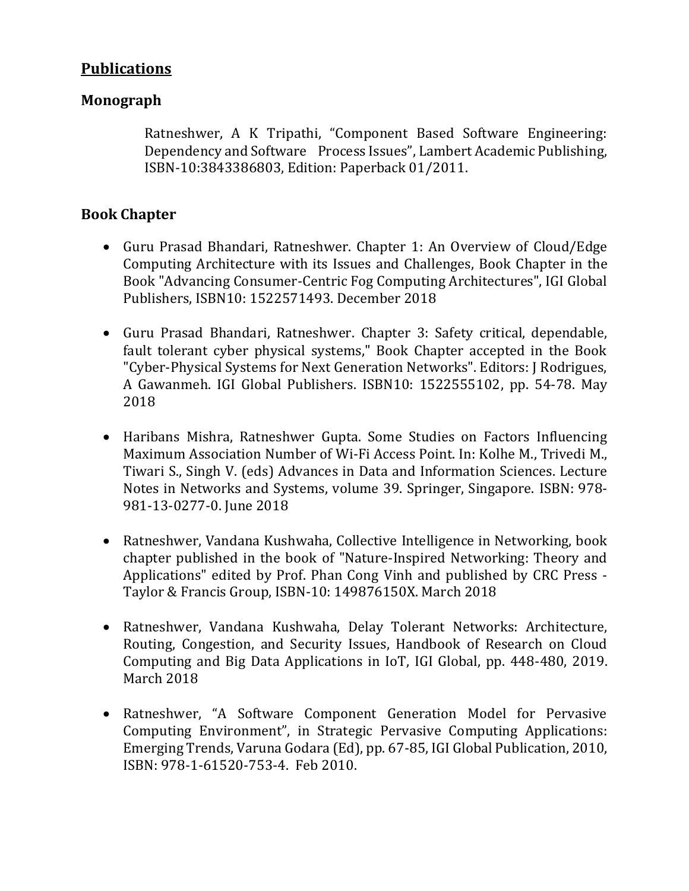## Publications

### Monograph

Ratneshwer, A K Tripathi, "Component Based Software Engineering: Dependency and Software Process Issues", Lambert Academic Publishing, ISBN-10:3843386803, Edition: Paperback 01/2011.

### Book Chapter

- Guru Prasad Bhandari, Ratneshwer. Chapter 1: An Overview of Cloud/Edge Computing Architecture with its Issues and Challenges, Book Chapter in the Book "Advancing Consumer-Centric Fog Computing Architectures", IGI Global Publishers, ISBN10: 1522571493. December 2018

- Guru Prasad Bhandari, Ratneshwer. Chapter 3: Safety critical, dependable, fault tolerant cyber physical systems," Book Chapter accepted in the Book "Cyber-Physical Systems for Next Generation Networks". Editors: J Rodrigues, A Gawanmeh. IGI Global Publishers. ISBN10: 1522555102, pp. 54-78. May 2018

- Haribans Mishra, Ratneshwer Gupta. Some Studies on Factors Influencing Maximum Association Number of Wi-Fi Access Point. In: Kolhe M., Trivedi M., Tiwari S., Singh V. (eds) Advances in Data and Information Sciences. Lecture Notes in Networks and Systems, volume 39. Springer, Singapore. ISBN: 978-981-13-0277-0. June 2018

- Ratneshwer, Vandana Kushwaha, Collective Intelligence in Networking, book chapter published in the book of "Nature-Inspired Networking: Theory and Applications" edited by Prof. Phan Cong Vinh and published by CRC Press - Taylor & Francis Group, ISBN-10: 149876150X. March 2018

- Ratneshwer, Vandana Kushwaha, Delay Tolerant Networks: Architecture, Routing, Congestion, and Security Issues, Handbook of Research on Cloud Computing and Big Data Applications in IoT, IGI Global, pp. 448-480, 2019. March 2018

- Ratneshwer, "A Software Component Generation Model for Pervasive Computing Environment", in Strategic Pervasive Computing Applications: Emerging Trends, Varuna Godara (Ed), pp. 67-85, IGI Global Publication, 2010, ISBN: 978-1-61520-753-4. Feb 2010.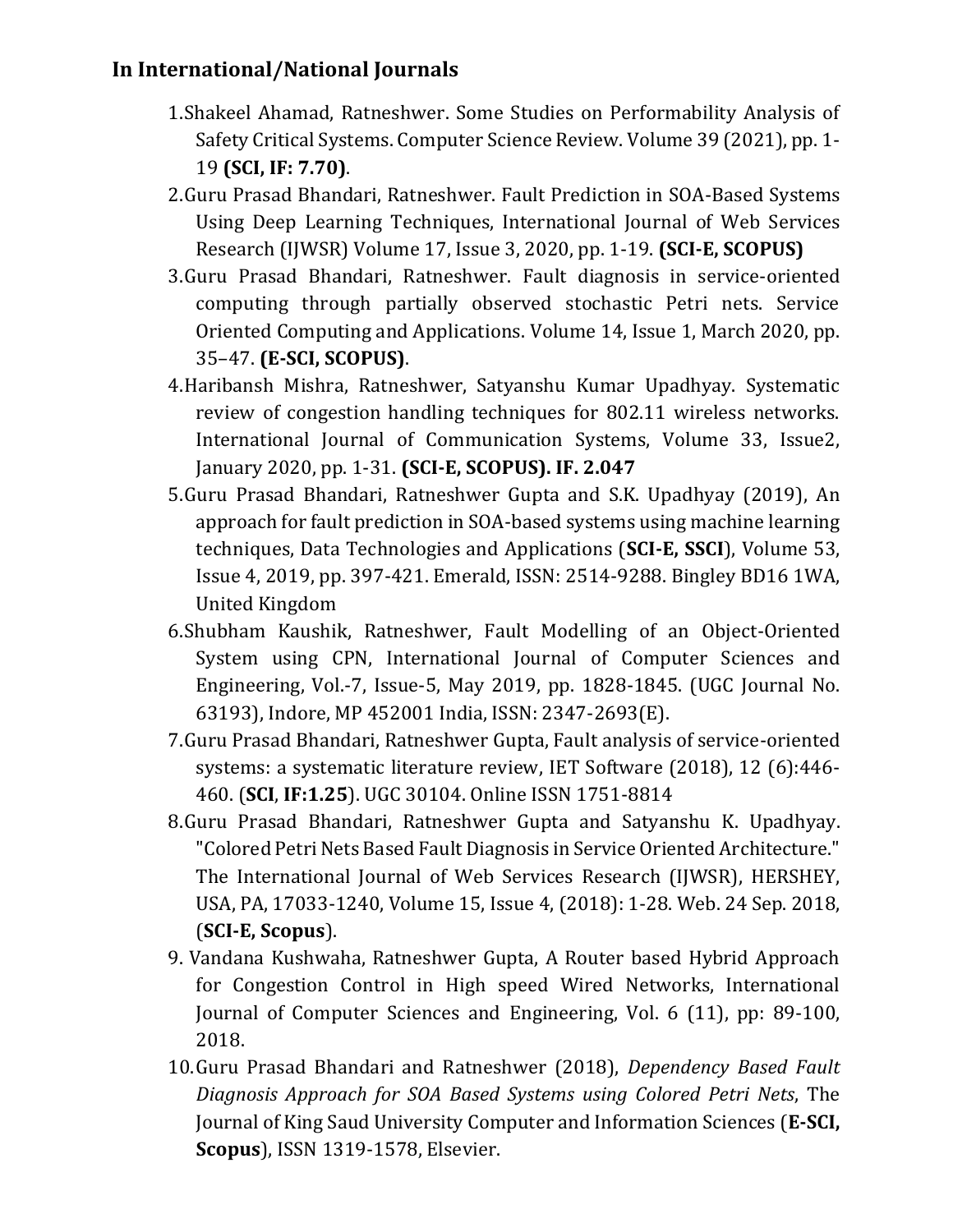## In International/National Journals

1. Shakeel Ahamad, Ratneshwer. Some Studies on Performability Analysis of Safety Critical Systems. Computer Science Review. Volume 39 (2021), pp. 1-19 **(SCI, IF: 7.70)**.
2. Guru Prasad Bhandari, Ratneshwer. Fault Prediction in SOA-Based Systems Using Deep Learning Techniques, International Journal of Web Services Research (IJWSR) Volume 17, Issue 3, 2020, pp. 1-19. **(SCI-E, SCOPUS)**
3. Guru Prasad Bhandari, Ratneshwer. Fault diagnosis in service-oriented computing through partially observed stochastic Petri nets. Service Oriented Computing and Applications. Volume 14, Issue 1, March 2020, pp. 35–47. **(E-SCI, SCOPUS)**.
4. Haribansh Mishra, Ratneshwer, Satyanshu Kumar Upadhyay. Systematic review of congestion handling techniques for 802.11 wireless networks. International Journal of Communication Systems, Volume 33, Issue2, January 2020, pp. 1-31. **(SCI-E, SCOPUS). IF. 2.047**
5. Guru Prasad Bhandari, Ratneshwer Gupta and S.K. Upadhyay (2019), An approach for fault prediction in SOA-based systems using machine learning techniques, Data Technologies and Applications (**SCI-E, SSCI**), Volume 53, Issue 4, 2019, pp. 397-421. Emerald, ISSN: 2514-9288. Bingley BD16 1WA, United Kingdom
6. Shubham Kaushik, Ratneshwer, Fault Modelling of an Object-Oriented System using CPN, International Journal of Computer Sciences and Engineering, Vol.-7, Issue-5, May 2019, pp. 1828-1845. (UGC Journal No. 63193), Indore, MP 452001 India, ISSN: 2347-2693(E).
7. Guru Prasad Bhandari, Ratneshwer Gupta, Fault analysis of service-oriented systems: a systematic literature review, IET Software (2018), 12 (6):446-460. (**SCI**, **IF:1.25**). UGC 30104. Online ISSN 1751-8814
8. Guru Prasad Bhandari, Ratneshwer Gupta and Satyanshu K. Upadhyay. "Colored Petri Nets Based Fault Diagnosis in Service Oriented Architecture." The International Journal of Web Services Research (IJWSR), HERSHEY, USA, PA, 17033-1240, Volume 15, Issue 4, (2018): 1-28. Web. 24 Sep. 2018, (**SCI-E, Scopus**).
9. Vandana Kushwaha, Ratneshwer Gupta, A Router based Hybrid Approach for Congestion Control in High speed Wired Networks, International Journal of Computer Sciences and Engineering, Vol. 6 (11), pp: 89-100, 2018.
10. Guru Prasad Bhandari and Ratneshwer (2018), *Dependency Based Fault Diagnosis Approach for SOA Based Systems using Colored Petri Nets*, The Journal of King Saud University Computer and Information Sciences (**E-SCI, Scopus**), ISSN 1319-1578, Elsevier.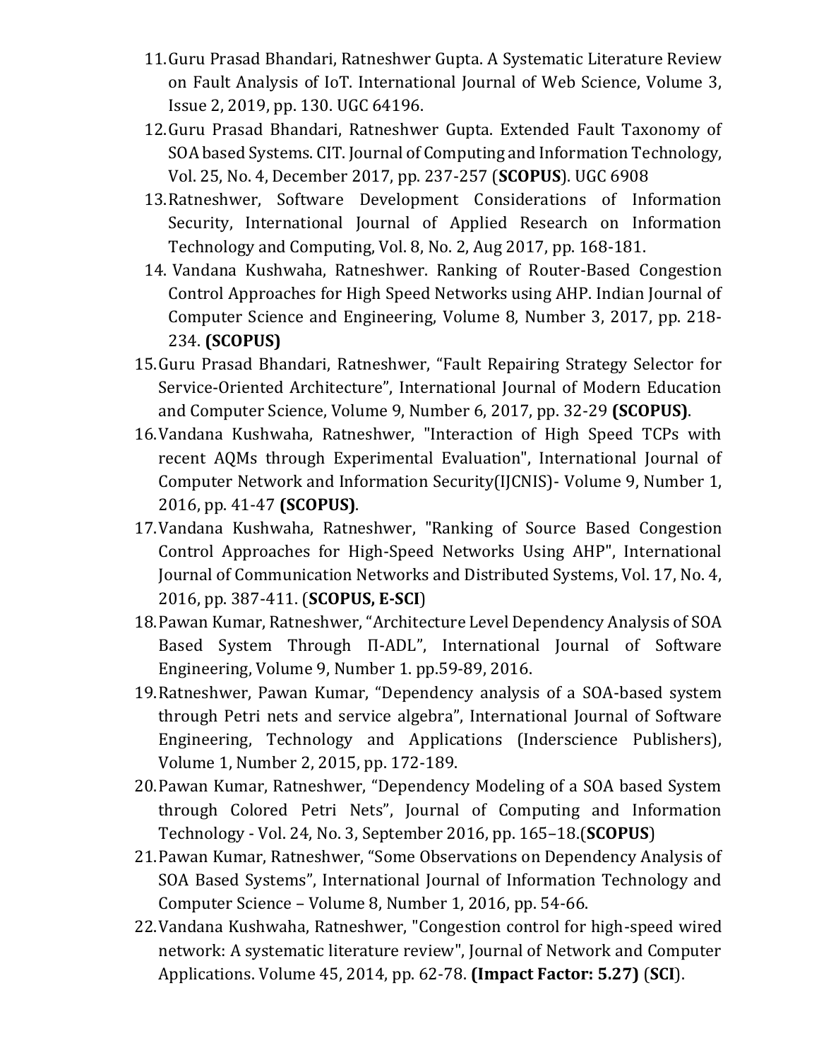11. Guru Prasad Bhandari, Ratneshwer Gupta. A Systematic Literature Review on Fault Analysis of IoT. International Journal of Web Science, Volume 3, Issue 2, 2019, pp. 130. UGC 64196.
12. Guru Prasad Bhandari, Ratneshwer Gupta. Extended Fault Taxonomy of SOA based Systems. CIT. Journal of Computing and Information Technology, Vol. 25, No. 4, December 2017, pp. 237-257 (**SCOPUS**). UGC 6908
13. Ratneshwer, Software Development Considerations of Information Security, International Journal of Applied Research on Information Technology and Computing, Vol. 8, No. 2, Aug 2017, pp. 168-181.
14. Vandana Kushwaha, Ratneshwer. Ranking of Router-Based Congestion Control Approaches for High Speed Networks using AHP. Indian Journal of Computer Science and Engineering, Volume 8, Number 3, 2017, pp. 218-234. **(SCOPUS)**
15. Guru Prasad Bhandari, Ratneshwer, "Fault Repairing Strategy Selector for Service-Oriented Architecture", International Journal of Modern Education and Computer Science, Volume 9, Number 6, 2017, pp. 32-29 **(SCOPUS)**.
16. Vandana Kushwaha, Ratneshwer, "Interaction of High Speed TCPs with recent AQMs through Experimental Evaluation", International Journal of Computer Network and Information Security(IJCNIS)- Volume 9, Number 1, 2016, pp. 41-47 **(SCOPUS)**.
17. Vandana Kushwaha, Ratneshwer, "Ranking of Source Based Congestion Control Approaches for High-Speed Networks Using AHP", International Journal of Communication Networks and Distributed Systems, Vol. 17, No. 4, 2016, pp. 387-411. (**SCOPUS, E-SCI**)
18. Pawan Kumar, Ratneshwer, "Architecture Level Dependency Analysis of SOA Based System Through Π-ADL", International Journal of Software Engineering, Volume 9, Number 1. pp.59-89, 2016.
19. Ratneshwer, Pawan Kumar, "Dependency analysis of a SOA-based system through Petri nets and service algebra", International Journal of Software Engineering, Technology and Applications (Inderscience Publishers), Volume 1, Number 2, 2015, pp. 172-189.
20. Pawan Kumar, Ratneshwer, "Dependency Modeling of a SOA based System through Colored Petri Nets", Journal of Computing and Information Technology - Vol. 24, No. 3, September 2016, pp. 165–18.(**SCOPUS**)
21. Pawan Kumar, Ratneshwer, "Some Observations on Dependency Analysis of SOA Based Systems", International Journal of Information Technology and Computer Science – Volume 8, Number 1, 2016, pp. 54-66.
22. Vandana Kushwaha, Ratneshwer, "Congestion control for high-speed wired network: A systematic literature review", Journal of Network and Computer Applications. Volume 45, 2014, pp. 62-78. **(Impact Factor: 5.27)** (**SCI**).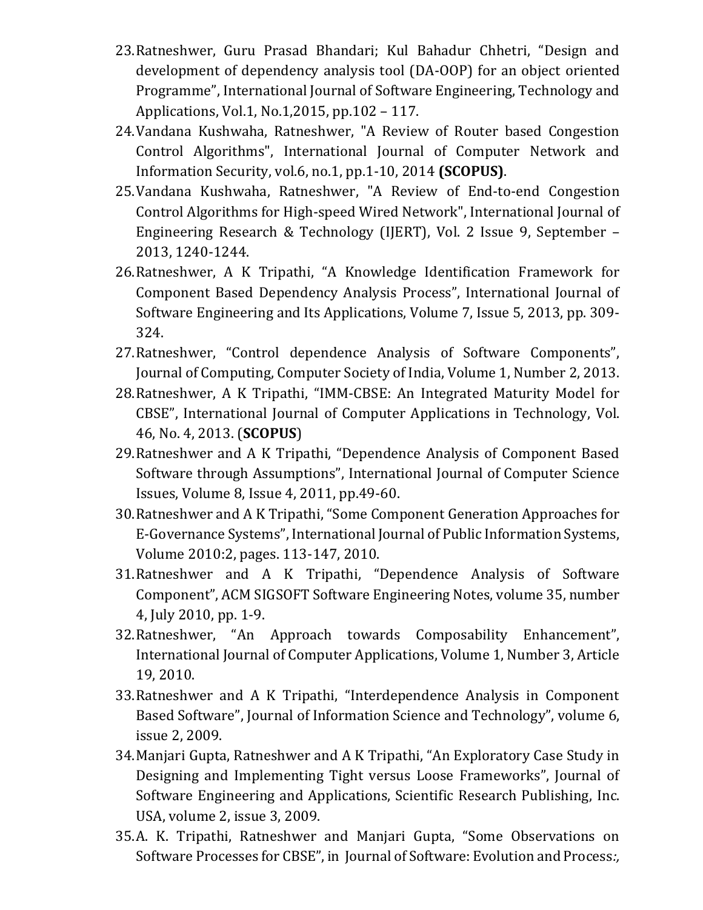23. Ratneshwer, Guru Prasad Bhandari; Kul Bahadur Chhetri, "Design and development of dependency analysis tool (DA-OOP) for an object oriented Programme", International Journal of Software Engineering, Technology and Applications, Vol.1, No.1,2015, pp.102 – 117.
24. Vandana Kushwaha, Ratneshwer, "A Review of Router based Congestion Control Algorithms", International Journal of Computer Network and Information Security, vol.6, no.1, pp.1-10, 2014 **(SCOPUS)**.
25. Vandana Kushwaha, Ratneshwer, "A Review of End-to-end Congestion Control Algorithms for High-speed Wired Network", International Journal of Engineering Research & Technology (IJERT), Vol. 2 Issue 9, September – 2013, 1240-1244.
26. Ratneshwer, A K Tripathi, "A Knowledge Identification Framework for Component Based Dependency Analysis Process", International Journal of Software Engineering and Its Applications, Volume 7, Issue 5, 2013, pp. 309-324.
27. Ratneshwer, "Control dependence Analysis of Software Components", Journal of Computing, Computer Society of India, Volume 1, Number 2, 2013.
28. Ratneshwer, A K Tripathi, "IMM-CBSE: An Integrated Maturity Model for CBSE", International Journal of Computer Applications in Technology, Vol. 46, No. 4, 2013. (**SCOPUS**)
29. Ratneshwer and A K Tripathi, "Dependence Analysis of Component Based Software through Assumptions", International Journal of Computer Science Issues, Volume 8, Issue 4, 2011, pp.49-60.
30. Ratneshwer and A K Tripathi, "Some Component Generation Approaches for E-Governance Systems", International Journal of Public Information Systems, Volume 2010:2, pages. 113-147, 2010.
31. Ratneshwer and A K Tripathi, "Dependence Analysis of Software Component", ACM SIGSOFT Software Engineering Notes, volume 35, number 4, July 2010, pp. 1-9.
32. Ratneshwer, "An Approach towards Composability Enhancement", International Journal of Computer Applications, Volume 1, Number 3, Article 19, 2010.
33. Ratneshwer and A K Tripathi, "Interdependence Analysis in Component Based Software", Journal of Information Science and Technology", volume 6, issue 2, 2009.
34. Manjari Gupta, Ratneshwer and A K Tripathi, "An Exploratory Case Study in Designing and Implementing Tight versus Loose Frameworks", Journal of Software Engineering and Applications, Scientific Research Publishing, Inc. USA, volume 2, issue 3, 2009.
35. A. K. Tripathi, Ratneshwer and Manjari Gupta, "Some Observations on Software Processes for CBSE", in Journal of Software: Evolution and Process:,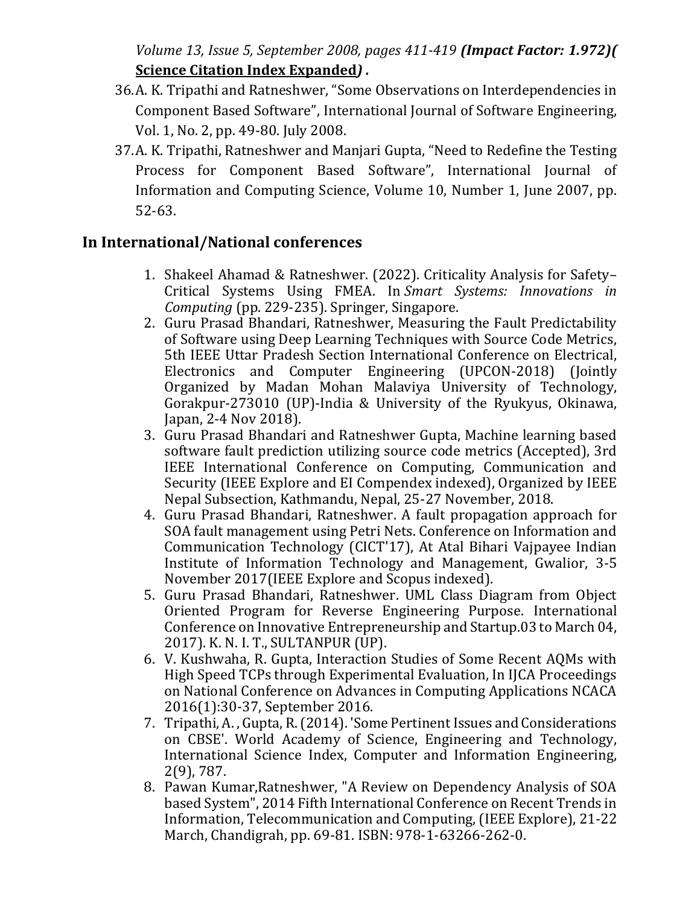Volume 13, Issue 5, September 2008, pages 411-419 ***(Impact Factor: 1.972)(*** **Science Citation Index Expanded*) .***

36. A. K. Tripathi and Ratneshwer, "Some Observations on Interdependencies in Component Based Software", International Journal of Software Engineering, Vol. 1, No. 2, pp. 49-80. July 2008.
37. A. K. Tripathi, Ratneshwer and Manjari Gupta, "Need to Redefine the Testing Process for Component Based Software", International Journal of Information and Computing Science, Volume 10, Number 1, June 2007, pp. 52-63.

## In International/National conferences

1. Shakeel Ahamad & Ratneshwer. (2022). Criticality Analysis for Safety–Critical Systems Using FMEA. In *Smart Systems: Innovations in Computing* (pp. 229-235). Springer, Singapore.
2. Guru Prasad Bhandari, Ratneshwer, Measuring the Fault Predictability of Software using Deep Learning Techniques with Source Code Metrics, 5th IEEE Uttar Pradesh Section International Conference on Electrical, Electronics and Computer Engineering (UPCON-2018) (Jointly Organized by Madan Mohan Malaviya University of Technology, Gorakpur-273010 (UP)-India & University of the Ryukyus, Okinawa, Japan, 2-4 Nov 2018).
3. Guru Prasad Bhandari and Ratneshwer Gupta, Machine learning based software fault prediction utilizing source code metrics (Accepted), 3rd IEEE International Conference on Computing, Communication and Security (IEEE Explore and EI Compendex indexed), Organized by IEEE Nepal Subsection, Kathmandu, Nepal, 25-27 November, 2018.
4. Guru Prasad Bhandari, Ratneshwer. A fault propagation approach for SOA fault management using Petri Nets. Conference on Information and Communication Technology (CICT'17), At Atal Bihari Vajpayee Indian Institute of Information Technology and Management, Gwalior, 3-5 November 2017(IEEE Explore and Scopus indexed).
5. Guru Prasad Bhandari, Ratneshwer. UML Class Diagram from Object Oriented Program for Reverse Engineering Purpose. International Conference on Innovative Entrepreneurship and Startup.03 to March 04, 2017). K. N. I. T., SULTANPUR (UP).
6. V. Kushwaha, R. Gupta, Interaction Studies of Some Recent AQMs with High Speed TCPs through Experimental Evaluation, In IJCA Proceedings on National Conference on Advances in Computing Applications NCACA 2016(1):30-37, September 2016.
7. Tripathi, A. , Gupta, R. (2014). 'Some Pertinent Issues and Considerations on CBSE'. World Academy of Science, Engineering and Technology, International Science Index, Computer and Information Engineering, 2(9), 787.
8. Pawan Kumar,Ratneshwer, "A Review on Dependency Analysis of SOA based System", 2014 Fifth International Conference on Recent Trends in Information, Telecommunication and Computing, (IEEE Explore), 21-22 March, Chandigrah, pp. 69-81. ISBN: 978-1-63266-262-0.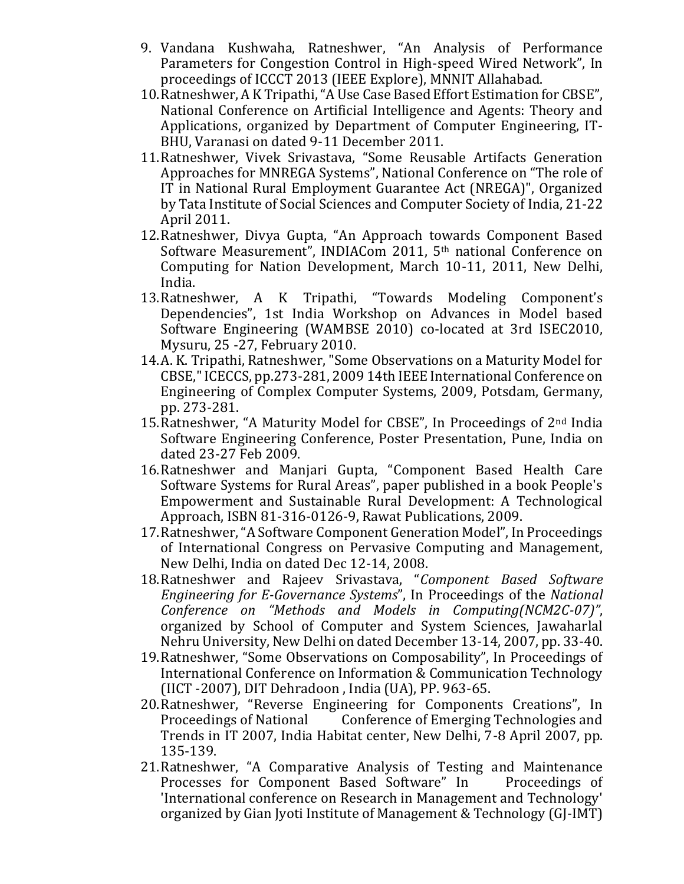9. Vandana Kushwaha, Ratneshwer, "An Analysis of Performance Parameters for Congestion Control in High-speed Wired Network", In proceedings of ICCCT 2013 (IEEE Explore), MNNIT Allahabad.
10. Ratneshwer, A K Tripathi, "A Use Case Based Effort Estimation for CBSE", National Conference on Artificial Intelligence and Agents: Theory and Applications, organized by Department of Computer Engineering, IT-BHU, Varanasi on dated 9-11 December 2011.
11. Ratneshwer, Vivek Srivastava, "Some Reusable Artifacts Generation Approaches for MNREGA Systems", National Conference on "The role of IT in National Rural Employment Guarantee Act (NREGA)", Organized by Tata Institute of Social Sciences and Computer Society of India, 21-22 April 2011.
12. Ratneshwer, Divya Gupta, "An Approach towards Component Based Software Measurement", INDIACom 2011, 5th national Conference on Computing for Nation Development, March 10-11, 2011, New Delhi, India.
13. Ratneshwer, A K Tripathi, "Towards Modeling Component's Dependencies", 1st India Workshop on Advances in Model based Software Engineering (WAMBSE 2010) co-located at 3rd ISEC2010, Mysuru, 25 -27, February 2010.
14. A. K. Tripathi, Ratneshwer, "Some Observations on a Maturity Model for CBSE," ICECCS, pp.273-281, 2009 14th IEEE International Conference on Engineering of Complex Computer Systems, 2009, Potsdam, Germany, pp. 273-281.
15. Ratneshwer, "A Maturity Model for CBSE", In Proceedings of 2nd India Software Engineering Conference, Poster Presentation, Pune, India on dated 23-27 Feb 2009.
16. Ratneshwer and Manjari Gupta, "Component Based Health Care Software Systems for Rural Areas", paper published in a book People's Empowerment and Sustainable Rural Development: A Technological Approach, ISBN 81-316-0126-9, Rawat Publications, 2009.
17. Ratneshwer, "A Software Component Generation Model", In Proceedings of International Congress on Pervasive Computing and Management, New Delhi, India on dated Dec 12-14, 2008.
18. Ratneshwer and Rajeev Srivastava, "*Component Based Software Engineering for E-Governance Systems*", In Proceedings of the *National Conference on "Methods and Models in Computing(NCM2C-07)"*, organized by School of Computer and System Sciences, Jawaharlal Nehru University, New Delhi on dated December 13-14, 2007, pp. 33-40.
19. Ratneshwer, "Some Observations on Composability", In Proceedings of International Conference on Information & Communication Technology (IICT -2007), DIT Dehradoon , India (UA), PP. 963-65.
20. Ratneshwer, "Reverse Engineering for Components Creations", In Proceedings of National Conference of Emerging Technologies and Trends in IT 2007, India Habitat center, New Delhi, 7-8 April 2007, pp. 135-139.
21. Ratneshwer, "A Comparative Analysis of Testing and Maintenance Processes for Component Based Software" In Proceedings of 'International conference on Research in Management and Technology' organized by Gian Jyoti Institute of Management & Technology (GJ-IMT)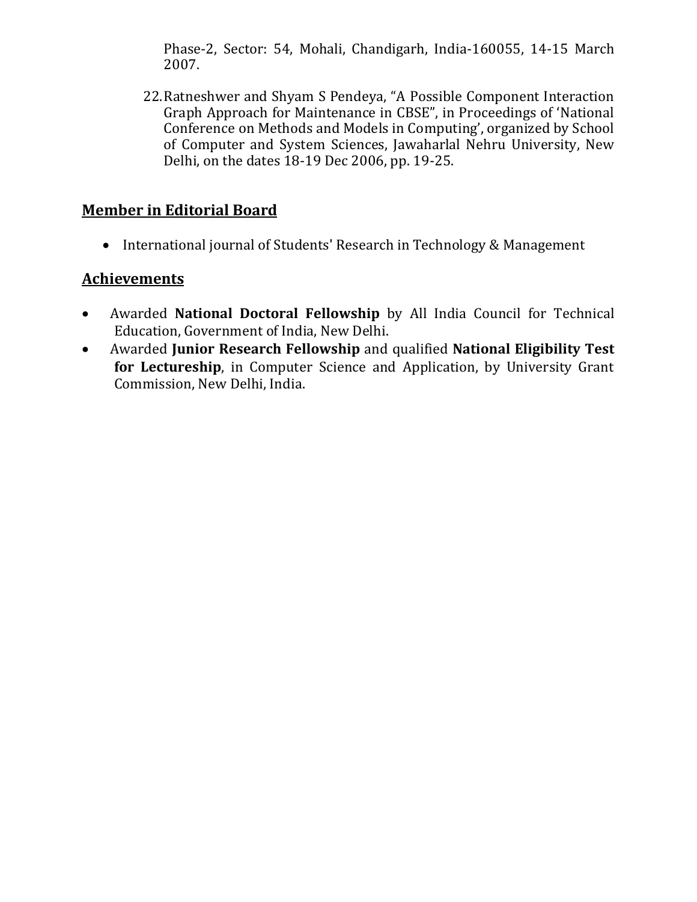Phase-2, Sector: 54, Mohali, Chandigarh, India-160055, 14-15 March 2007.

22. Ratneshwer and Shyam S Pendeya, "A Possible Component Interaction Graph Approach for Maintenance in CBSE", in Proceedings of 'National Conference on Methods and Models in Computing', organized by School of Computer and System Sciences, Jawaharlal Nehru University, New Delhi, on the dates 18-19 Dec 2006, pp. 19-25.

## Member in Editorial Board

- International journal of Students' Research in Technology & Management

## Achievements

- Awarded **National Doctoral Fellowship** by All India Council for Technical Education, Government of India, New Delhi.
- Awarded **Junior Research Fellowship** and qualified **National Eligibility Test for Lectureship**, in Computer Science and Application, by University Grant Commission, New Delhi, India.